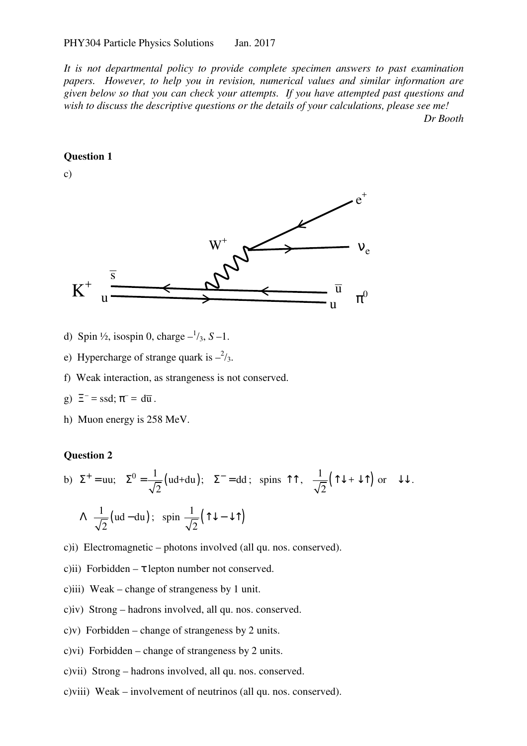PHY304 Particle Physics Solutions Jan. 2017

*It is not departmental policy to provide complete specimen answers to past examination papers. However, to help you in revision, numerical values and similar information are given below so that you can check your attempts. If you have attempted past questions and wish to discuss the descriptive questions or the details of your calculations, please see me!*

*Dr Booth*

**Question 1**

c)

$K^+$ ($\bar{s}$, u) → $W^+$ → $e^+$, $\nu_e$ ; $\pi^0$ ($\bar{u}$, u)

d) Spin ½, isospin 0, charge $-{}^1/_3$, $S$ –1.

e) Hypercharge of strange quark is $-{}^2/_3$.

f) Weak interaction, as strangeness is not conserved.

g) $\Xi^-$ = ssd; $\pi^-$ = $d\bar{u}$.

h) Muon energy is 258 MeV.

**Question 2**

b) $\Sigma^+ =$uu; $\Sigma^0 = \frac{1}{\sqrt{2}}(\text{ud+du})$; $\Sigma^- =$dd ; spins $\uparrow\uparrow$, $\frac{1}{\sqrt{2}}(\uparrow\downarrow + \downarrow\uparrow)$ or $\downarrow\downarrow$.

$\Lambda$ $\frac{1}{\sqrt{2}}(\text{ud} - \text{du})$; spin $\frac{1}{\sqrt{2}}(\uparrow\downarrow - \downarrow\uparrow)$

c)i) Electromagnetic – photons involved (all qu. nos. conserved).

c)ii) Forbidden – $\tau$ lepton number not conserved.

c)iii) Weak – change of strangeness by 1 unit.

c)iv) Strong – hadrons involved, all qu. nos. conserved.

c)v) Forbidden – change of strangeness by 2 units.

c)vi) Forbidden – change of strangeness by 2 units.

c)vii) Strong – hadrons involved, all qu. nos. conserved.

c)viii) Weak – involvement of neutrinos (all qu. nos. conserved).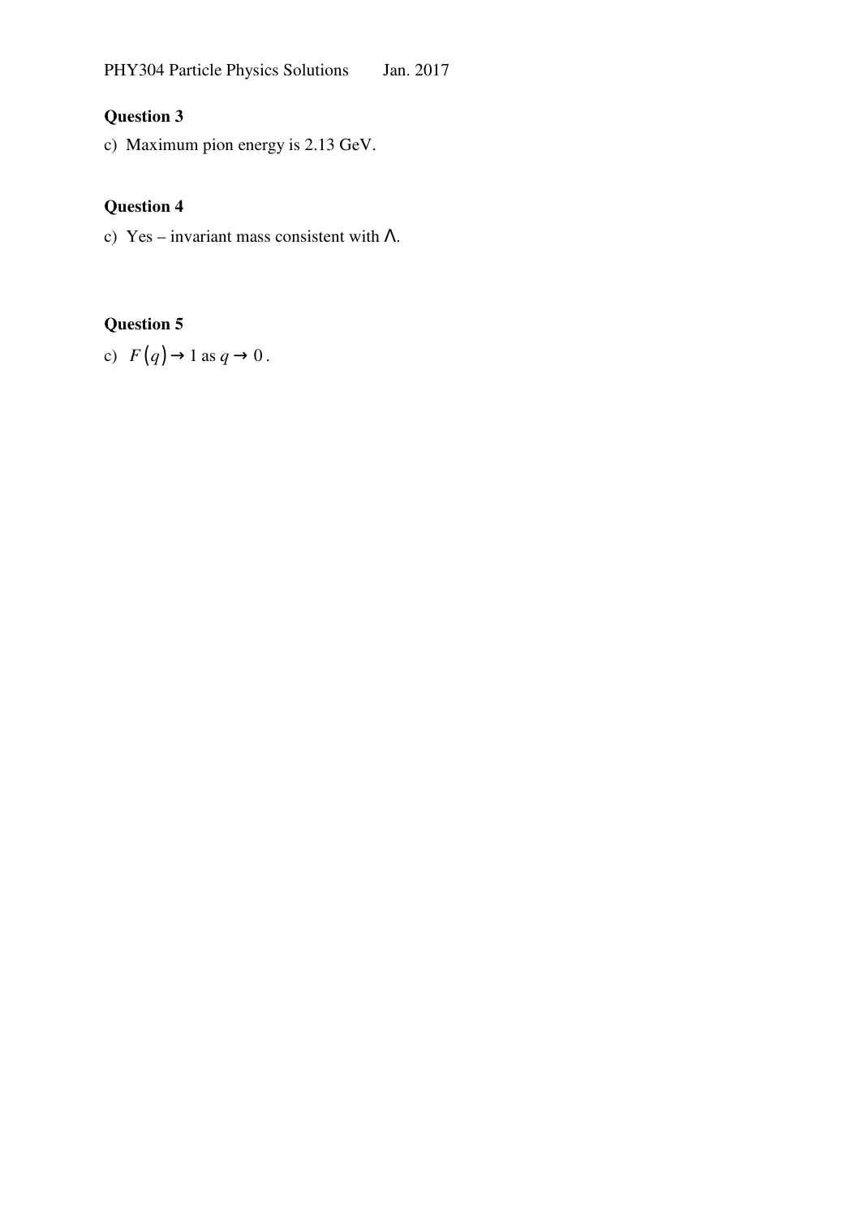PHY304 Particle Physics Solutions Jan. 2017

**Question 3**

c) Maximum pion energy is 2.13 GeV.

**Question 4**

c) Yes – invariant mass consistent with $\Lambda$.

**Question 5**

c) $F(q) \to 1$ as $q \to 0$.